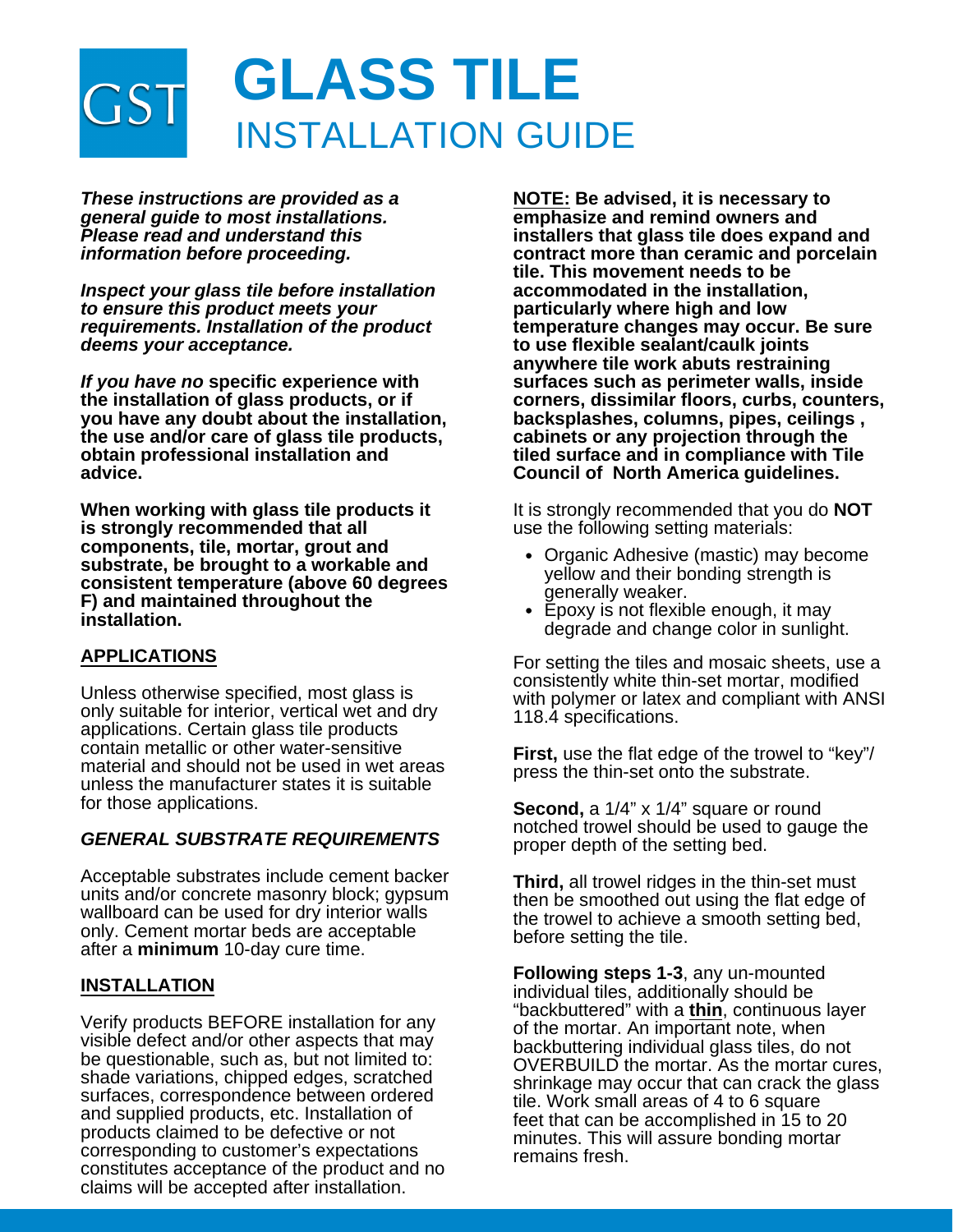# GLASS TILE
## INSTALLATION GUIDE

***These instructions are provided as a general guide to most installations. Please read and understand this information before proceeding.***

***Inspect your glass tile before installation to ensure this product meets your requirements. Installation of the product deems your acceptance.***

***If you have no* specific experience with the installation of glass products, or if you have any doubt about the installation, the use and/or care of glass tile products, obtain professional installation and advice.**

**When working with glass tile products it is strongly recommended that all components, tile, mortar, grout and substrate, be brought to a workable and consistent temperature (above 60 degrees F) and maintained throughout the installation.**

### APPLICATIONS

Unless otherwise specified, most glass is only suitable for interior, vertical wet and dry applications. Certain glass tile products contain metallic or other water-sensitive material and should not be used in wet areas unless the manufacturer states it is suitable for those applications.

### *GENERAL SUBSTRATE REQUIREMENTS*

Acceptable substrates include cement backer units and/or concrete masonry block; gypsum wallboard can be used for dry interior walls only. Cement mortar beds are acceptable after a **minimum** 10-day cure time.

### INSTALLATION

Verify products BEFORE installation for any visible defect and/or other aspects that may be questionable, such as, but not limited to: shade variations, chipped edges, scratched surfaces, correspondence between ordered and supplied products, etc. Installation of products claimed to be defective or not corresponding to customer's expectations constitutes acceptance of the product and no claims will be accepted after installation.

**NOTE: Be advised, it is necessary to emphasize and remind owners and installers that glass tile does expand and contract more than ceramic and porcelain tile. This movement needs to be accommodated in the installation, particularly where high and low temperature changes may occur. Be sure to use flexible sealant/caulk joints anywhere tile work abuts restraining surfaces such as perimeter walls, inside corners, dissimilar floors, curbs, counters, backsplashes, columns, pipes, ceilings , cabinets or any projection through the tiled surface and in compliance with Tile Council of North America guidelines.**

It is strongly recommended that you do **NOT** use the following setting materials:

- Organic Adhesive (mastic) may become yellow and their bonding strength is generally weaker.
- Epoxy is not flexible enough, it may degrade and change color in sunlight.

For setting the tiles and mosaic sheets, use a consistently white thin-set mortar, modified with polymer or latex and compliant with ANSI 118.4 specifications.

**First,** use the flat edge of the trowel to "key"/ press the thin-set onto the substrate.

**Second,** a 1/4" x 1/4" square or round notched trowel should be used to gauge the proper depth of the setting bed.

**Third,** all trowel ridges in the thin-set must then be smoothed out using the flat edge of the trowel to achieve a smooth setting bed, before setting the tile.

**Following steps 1-3**, any un-mounted individual tiles, additionally should be "backbuttered" with a **thin**, continuous layer of the mortar. An important note, when backbuttering individual glass tiles, do not OVERBUILD the mortar. As the mortar cures, shrinkage may occur that can crack the glass tile. Work small areas of 4 to 6 square feet that can be accomplished in 15 to 20 minutes. This will assure bonding mortar remains fresh.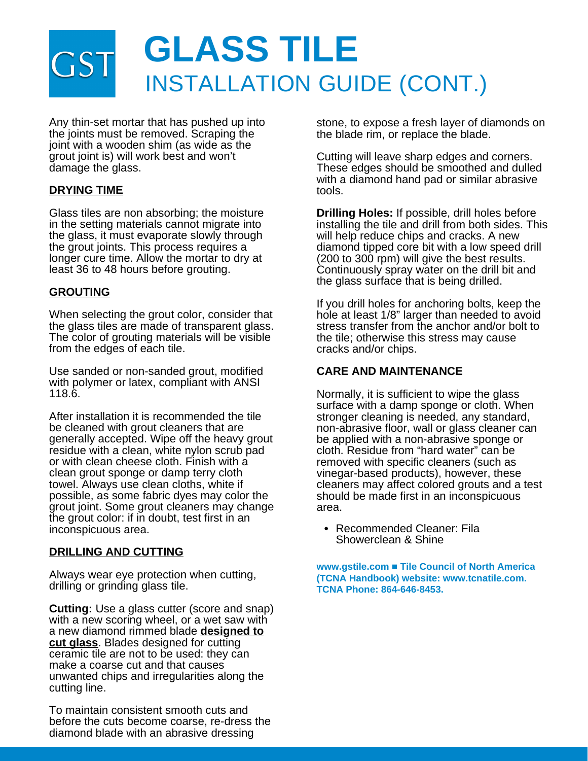# GLASS TILE

## INSTALLATION GUIDE (CONT.)

Any thin-set mortar that has pushed up into the joints must be removed. Scraping the joint with a wooden shim (as wide as the grout joint is) will work best and won't damage the glass.

### DRYING TIME

Glass tiles are non absorbing; the moisture in the setting materials cannot migrate into the glass, it must evaporate slowly through the grout joints. This process requires a longer cure time. Allow the mortar to dry at least 36 to 48 hours before grouting.

### GROUTING

When selecting the grout color, consider that the glass tiles are made of transparent glass. The color of grouting materials will be visible from the edges of each tile.

Use sanded or non-sanded grout, modified with polymer or latex, compliant with ANSI 118.6.

After installation it is recommended the tile be cleaned with grout cleaners that are generally accepted. Wipe off the heavy grout residue with a clean, white nylon scrub pad or with clean cheese cloth. Finish with a clean grout sponge or damp terry cloth towel. Always use clean cloths, white if possible, as some fabric dyes may color the grout joint. Some grout cleaners may change the grout color: if in doubt, test first in an inconspicuous area.

### DRILLING AND CUTTING

Always wear eye protection when cutting, drilling or grinding glass tile.

**Cutting:** Use a glass cutter (score and snap) with a new scoring wheel, or a wet saw with a new diamond rimmed blade **designed to cut glass**. Blades designed for cutting ceramic tile are not to be used: they can make a coarse cut and that causes unwanted chips and irregularities along the cutting line.

To maintain consistent smooth cuts and before the cuts become coarse, re-dress the diamond blade with an abrasive dressing stone, to expose a fresh layer of diamonds on the blade rim, or replace the blade.

Cutting will leave sharp edges and corners. These edges should be smoothed and dulled with a diamond hand pad or similar abrasive tools.

**Drilling Holes:** If possible, drill holes before installing the tile and drill from both sides. This will help reduce chips and cracks. A new diamond tipped core bit with a low speed drill (200 to 300 rpm) will give the best results. Continuously spray water on the drill bit and the glass surface that is being drilled.

If you drill holes for anchoring bolts, keep the hole at least 1/8" larger than needed to avoid stress transfer from the anchor and/or bolt to the tile; otherwise this stress may cause cracks and/or chips.

### CARE AND MAINTENANCE

Normally, it is sufficient to wipe the glass surface with a damp sponge or cloth. When stronger cleaning is needed, any standard, non-abrasive floor, wall or glass cleaner can be applied with a non-abrasive sponge or cloth. Residue from "hard water" can be removed with specific cleaners (such as vinegar-based products), however, these cleaners may affect colored grouts and a test should be made first in an inconspicuous area.

- Recommended Cleaner: Fila Showerclean & Shine

**www.gstile.com ■ Tile Council of North America (TCNA Handbook) website: www.tcnatile.com. TCNA Phone: 864-646-8453.**